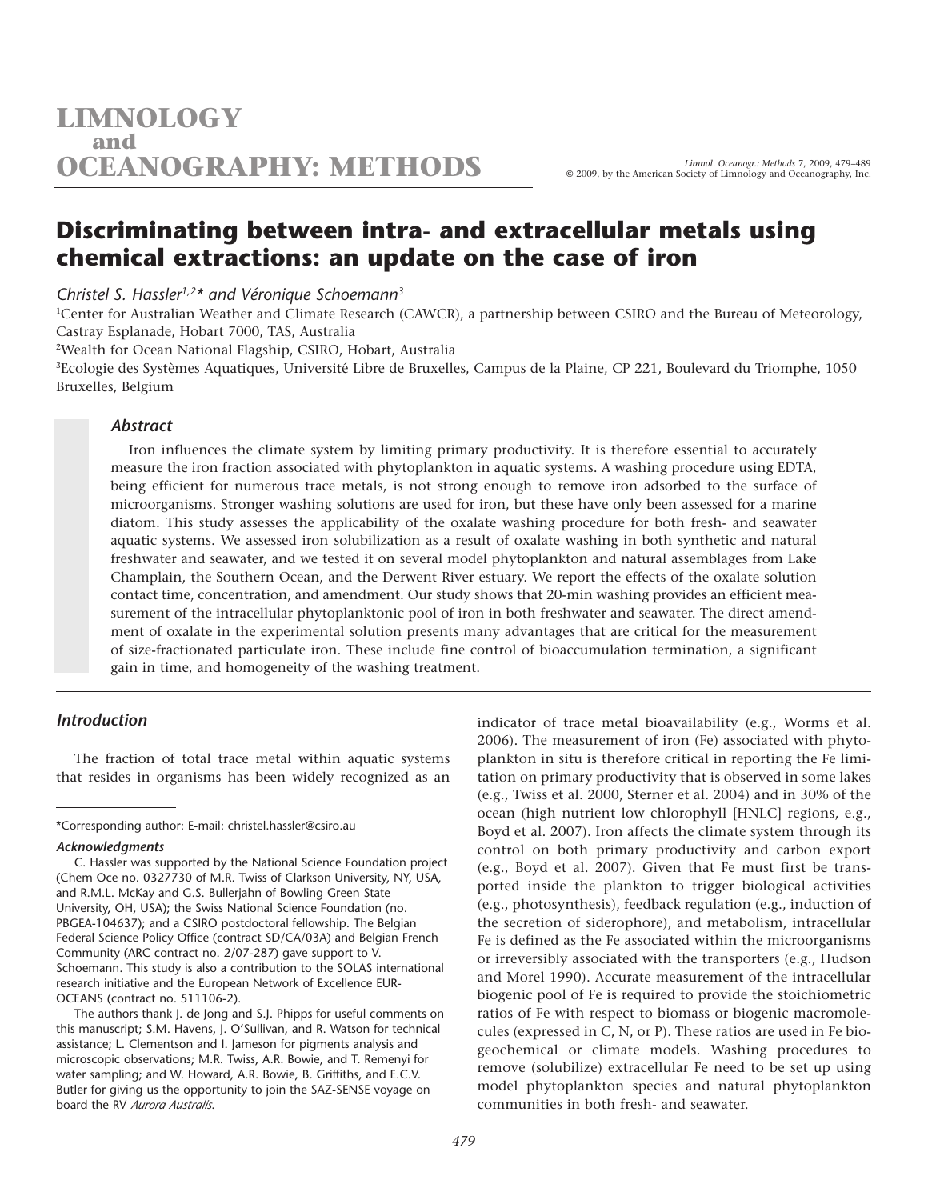# Discriminating between intra- and extracellular metals using chemical extractions: an update on the case of iron

*Christel S. Hassler[1,2]\* and Véronique Schoemann[3]*

[1]Center for Australian Weather and Climate Research (CAWCR), a partnership between CSIRO and the Bureau of Meteorology, Castray Esplanade, Hobart 7000, TAS, Australia

[2]Wealth for Ocean National Flagship, CSIRO, Hobart, Australia

[3]Ecologie des Systèmes Aquatiques, Université Libre de Bruxelles, Campus de la Plaine, CP 221, Boulevard du Triomphe, 1050 Bruxelles, Belgium

### Abstract

Iron influences the climate system by limiting primary productivity. It is therefore essential to accurately measure the iron fraction associated with phytoplankton in aquatic systems. A washing procedure using EDTA, being efficient for numerous trace metals, is not strong enough to remove iron adsorbed to the surface of microorganisms. Stronger washing solutions are used for iron, but these have only been assessed for a marine diatom. This study assesses the applicability of the oxalate washing procedure for both fresh- and seawater aquatic systems. We assessed iron solubilization as a result of oxalate washing in both synthetic and natural freshwater and seawater, and we tested it on several model phytoplankton and natural assemblages from Lake Champlain, the Southern Ocean, and the Derwent River estuary. We report the effects of the oxalate solution contact time, concentration, and amendment. Our study shows that 20-min washing provides an efficient measurement of the intracellular phytoplanktonic pool of iron in both freshwater and seawater. The direct amendment of oxalate in the experimental solution presents many advantages that are critical for the measurement of size-fractionated particulate iron. These include fine control of bioaccumulation termination, a significant gain in time, and homogeneity of the washing treatment.

## Introduction

The fraction of total trace metal within aquatic systems that resides in organisms has been widely recognized as an indicator of trace metal bioavailability (e.g., Worms et al. 2006). The measurement of iron (Fe) associated with phytoplankton in situ is therefore critical in reporting the Fe limitation on primary productivity that is observed in some lakes (e.g., Twiss et al. 2000, Sterner et al. 2004) and in 30% of the ocean (high nutrient low chlorophyll [HNLC] regions, e.g., Boyd et al. 2007). Iron affects the climate system through its control on both primary productivity and carbon export (e.g., Boyd et al. 2007). Given that Fe must first be transported inside the plankton to trigger biological activities (e.g., photosynthesis), feedback regulation (e.g., induction of the secretion of siderophore), and metabolism, intracellular Fe is defined as the Fe associated within the microorganisms or irreversibly associated with the transporters (e.g., Hudson and Morel 1990). Accurate measurement of the intracellular biogenic pool of Fe is required to provide the stoichiometric ratios of Fe with respect to biomass or biogenic macromolecules (expressed in C, N, or P). These ratios are used in Fe biogeochemical or climate models. Washing procedures to remove (solubilize) extracellular Fe need to be set up using model phytoplankton species and natural phytoplankton communities in both fresh- and seawater.

---

\*Corresponding author: E-mail: christel.hassler@csiro.au

***Acknowledgments***

C. Hassler was supported by the National Science Foundation project (Chem Oce no. 0327730 of M.R. Twiss of Clarkson University, NY, USA, and R.M.L. McKay and G.S. Bullerjahn of Bowling Green State University, OH, USA); the Swiss National Science Foundation (no. PBGEA-104637); and a CSIRO postdoctoral fellowship. The Belgian Federal Science Policy Office (contract SD/CA/03A) and Belgian French Community (ARC contract no. 2/07-287) gave support to V. Schoemann. This study is also a contribution to the SOLAS international research initiative and the European Network of Excellence EUR-OCEANS (contract no. 511106-2).

The authors thank J. de Jong and S.J. Phipps for useful comments on this manuscript; S.M. Havens, J. O'Sullivan, and R. Watson for technical assistance; L. Clementson and I. Jameson for pigments analysis and microscopic observations; M.R. Twiss, A.R. Bowie, and T. Remenyi for water sampling; and W. Howard, A.R. Bowie, B. Griffiths, and E.C.V. Butler for giving us the opportunity to join the SAZ-SENSE voyage on board the RV *Aurora Australis*.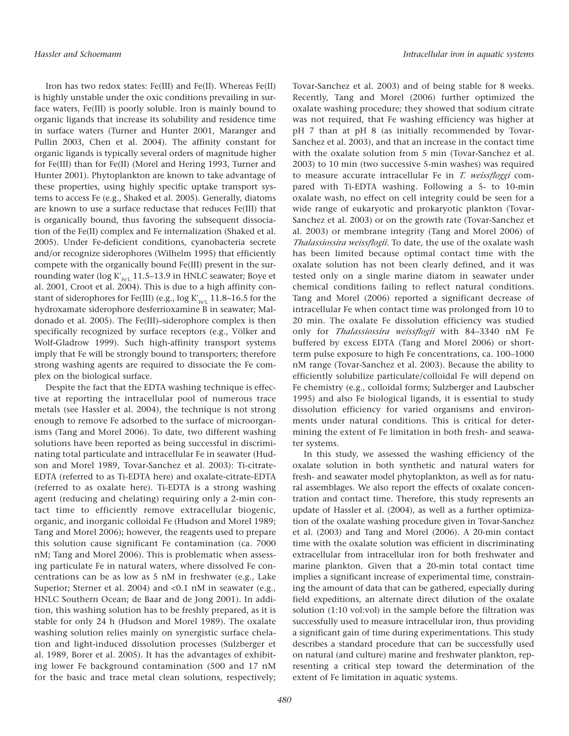Iron has two redox states: Fe(III) and Fe(II). Whereas Fe(II) is highly unstable under the oxic conditions prevailing in surface waters, Fe(III) is poorly soluble. Iron is mainly bound to organic ligands that increase its solubility and residence time in surface waters (Turner and Hunter 2001, Maranger and Pullin 2003, Chen et al. 2004). The affinity constant for organic ligands is typically several orders of magnitude higher for Fe(III) than for Fe(II) (Morel and Hering 1993, Turner and Hunter 2001). Phytoplankton are known to take advantage of these properties, using highly specific uptake transport systems to access Fe (e.g., Shaked et al. 2005). Generally, diatoms are known to use a surface reductase that reduces Fe(III) that is organically bound, thus favoring the subsequent dissociation of the Fe(II) complex and Fe internalization (Shaked et al. 2005). Under Fe-deficient conditions, cyanobacteria secrete and/or recognize siderophores (Wilhelm 1995) that efficiently compete with the organically bound Fe(III) present in the surrounding water (log $K'_{Fe'L}$ 11.5–13.9 in HNLC seawater; Boye et al. 2001, Croot et al. 2004). This is due to a high affinity constant of siderophores for Fe(III) (e.g., log $K'_{Fe'L}$ 11.8–16.5 for the hydroxamate siderophore desferrioxamine B in seawater; Maldonado et al. 2005). The Fe(III)–siderophore complex is then specifically recognized by surface receptors (e.g., Völker and Wolf-Gladrow 1999). Such high-affinity transport systems imply that Fe will be strongly bound to transporters; therefore strong washing agents are required to dissociate the Fe complex on the biological surface.

Despite the fact that the EDTA washing technique is effective at reporting the intracellular pool of numerous trace metals (see Hassler et al. 2004), the technique is not strong enough to remove Fe adsorbed to the surface of microorganisms (Tang and Morel 2006). To date, two different washing solutions have been reported as being successful in discriminating total particulate and intracellular Fe in seawater (Hudson and Morel 1989, Tovar-Sanchez et al. 2003): Ti-citrate-EDTA (referred to as Ti-EDTA here) and oxalate-citrate-EDTA (referred to as oxalate here). Ti-EDTA is a strong washing agent (reducing and chelating) requiring only a 2-min contact time to efficiently remove extracellular biogenic, organic, and inorganic colloidal Fe (Hudson and Morel 1989; Tang and Morel 2006); however, the reagents used to prepare this solution cause significant Fe contamination (ca. 7000 nM; Tang and Morel 2006). This is problematic when assessing particulate Fe in natural waters, where dissolved Fe concentrations can be as low as 5 nM in freshwater (e.g., Lake Superior; Sterner et al. 2004) and <0.1 nM in seawater (e.g., HNLC Southern Ocean; de Baar and de Jong 2001). In addition, this washing solution has to be freshly prepared, as it is stable for only 24 h (Hudson and Morel 1989). The oxalate washing solution relies mainly on synergistic surface chelation and light-induced dissolution processes (Sulzberger et al. 1989, Borer et al. 2005). It has the advantages of exhibiting lower Fe background contamination (500 and 17 nM for the basic and trace metal clean solutions, respectively; Tovar-Sanchez et al. 2003) and of being stable for 8 weeks. Recently, Tang and Morel (2006) further optimized the oxalate washing procedure; they showed that sodium citrate was not required, that Fe washing efficiency was higher at pH 7 than at pH 8 (as initially recommended by Tovar-Sanchez et al. 2003), and that an increase in the contact time with the oxalate solution from 5 min (Tovar-Sanchez et al. 2003) to 10 min (two successive 5-min washes) was required to measure accurate intracellular Fe in *T. weissfloggi* compared with Ti-EDTA washing. Following a 5- to 10-min oxalate wash, no effect on cell integrity could be seen for a wide range of eukaryotic and prokaryotic plankton (Tovar-Sanchez et al. 2003) or on the growth rate (Tovar-Sanchez et al. 2003) or membrane integrity (Tang and Morel 2006) of *Thalassiossira weissflogii*. To date, the use of the oxalate wash has been limited because optimal contact time with the oxalate solution has not been clearly defined, and it was tested only on a single marine diatom in seawater under chemical conditions failing to reflect natural conditions. Tang and Morel (2006) reported a significant decrease of intracellular Fe when contact time was prolonged from 10 to 20 min. The oxalate Fe dissolution efficiency was studied only for *Thalassiossira weissflogii* with 84–3340 nM Fe buffered by excess EDTA (Tang and Morel 2006) or short-term pulse exposure to high Fe concentrations, ca. 100–1000 nM range (Tovar-Sanchez et al. 2003). Because the ability to efficiently solubilize particulate/colloidal Fe will depend on Fe chemistry (e.g., colloidal forms; Sulzberger and Laubscher 1995) and also Fe biological ligands, it is essential to study dissolution efficiency for varied organisms and environments under natural conditions. This is critical for determining the extent of Fe limitation in both fresh- and seawater systems.

In this study, we assessed the washing efficiency of the oxalate solution in both synthetic and natural waters for fresh- and seawater model phytoplankton, as well as for natural assemblages. We also report the effects of oxalate concentration and contact time. Therefore, this study represents an update of Hassler et al. (2004), as well as a further optimization of the oxalate washing procedure given in Tovar-Sanchez et al. (2003) and Tang and Morel (2006). A 20-min contact time with the oxalate solution was efficient in discriminating extracellular from intracellular iron for both freshwater and marine plankton. Given that a 20-min total contact time implies a significant increase of experimental time, constraining the amount of data that can be gathered, especially during field expeditions, an alternate direct dilution of the oxalate solution (1:10 vol:vol) in the sample before the filtration was successfully used to measure intracellular iron, thus providing a significant gain of time during experimentations. This study describes a standard procedure that can be successfully used on natural (and culture) marine and freshwater plankton, representing a critical step toward the determination of the extent of Fe limitation in aquatic systems.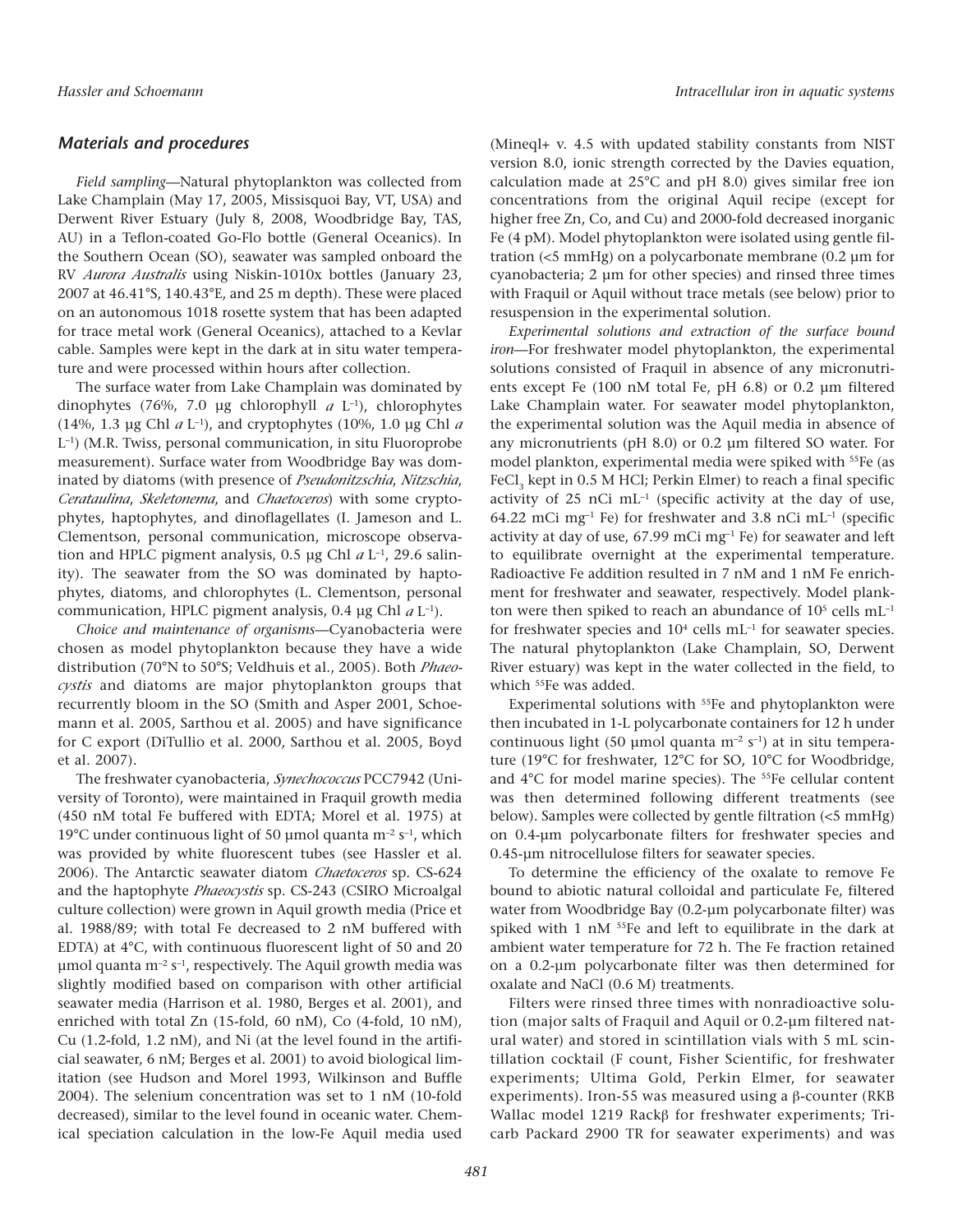## Materials and procedures

*Field sampling*—Natural phytoplankton was collected from Lake Champlain (May 17, 2005, Missisquoi Bay, VT, USA) and Derwent River Estuary (July 8, 2008, Woodbridge Bay, TAS, AU) in a Teflon-coated Go-Flo bottle (General Oceanics). In the Southern Ocean (SO), seawater was sampled onboard the RV *Aurora Australis* using Niskin-1010x bottles (January 23, 2007 at 46.41°S, 140.43°E, and 25 m depth). These were placed on an autonomous 1018 rosette system that has been adapted for trace metal work (General Oceanics), attached to a Kevlar cable. Samples were kept in the dark at in situ water temperature and were processed within hours after collection.

The surface water from Lake Champlain was dominated by dinophytes (76%, 7.0 µg chlorophyll *a* $L^{-1}$), chlorophytes (14%, 1.3 µg Chl *a* $L^{-1}$), and cryptophytes (10%, 1.0 µg Chl *a* $L^{-1}$) (M.R. Twiss, personal communication, in situ Fluoroprobe measurement). Surface water from Woodbridge Bay was dominated by diatoms (with presence of *Pseudonitzschia*, *Nitzschia*, *Cerataulina*, *Skeletonema*, and *Chaetoceros*) with some cryptophytes, haptophytes, and dinoflagellates (I. Jameson and L. Clementson, personal communication, microscope observation and HPLC pigment analysis, 0.5 µg Chl *a* $L^{-1}$, 29.6 salinity). The seawater from the SO was dominated by haptophytes, diatoms, and chlorophytes (L. Clementson, personal communication, HPLC pigment analysis, 0.4 µg Chl *a* $L^{-1}$).

*Choice and maintenance of organisms*—Cyanobacteria were chosen as model phytoplankton because they have a wide distribution (70°N to 50°S; Veldhuis et al., 2005). Both *Phaeocystis* and diatoms are major phytoplankton groups that recurrently bloom in the SO (Smith and Asper 2001, Schoemann et al. 2005, Sarthou et al. 2005) and have significance for C export (DiTullio et al. 2000, Sarthou et al. 2005, Boyd et al. 2007).

The freshwater cyanobacteria, *Synechococcus* PCC7942 (University of Toronto), were maintained in Fraquil growth media (450 nM total Fe buffered with EDTA; Morel et al. 1975) at 19°C under continuous light of 50 µmol quanta $m^{-2}$ $s^{-1}$, which was provided by white fluorescent tubes (see Hassler et al. 2006). The Antarctic seawater diatom *Chaetoceros* sp. CS-624 and the haptophyte *Phaeocystis* sp. CS-243 (CSIRO Microalgal culture collection) were grown in Aquil growth media (Price et al. 1988/89; with total Fe decreased to 2 nM buffered with EDTA) at 4°C, with continuous fluorescent light of 50 and 20 µmol quanta $m^{-2}$ $s^{-1}$, respectively. The Aquil growth media was slightly modified based on comparison with other artificial seawater media (Harrison et al. 1980, Berges et al. 2001), and enriched with total Zn (15-fold, 60 nM), Co (4-fold, 10 nM), Cu (1.2-fold, 1.2 nM), and Ni (at the level found in the artificial seawater, 6 nM; Berges et al. 2001) to avoid biological limitation (see Hudson and Morel 1993, Wilkinson and Buffle 2004). The selenium concentration was set to 1 nM (10-fold decreased), similar to the level found in oceanic water. Chemical speciation calculation in the low-Fe Aquil media used (Mineql+ v. 4.5 with updated stability constants from NIST version 8.0, ionic strength corrected by the Davies equation, calculation made at 25°C and pH 8.0) gives similar free ion concentrations from the original Aquil recipe (except for higher free Zn, Co, and Cu) and 2000-fold decreased inorganic Fe (4 pM). Model phytoplankton were isolated using gentle filtration (<5 mmHg) on a polycarbonate membrane (0.2 µm for cyanobacteria; 2 µm for other species) and rinsed three times with Fraquil or Aquil without trace metals (see below) prior to resuspension in the experimental solution.

*Experimental solutions and extraction of the surface bound iron*—For freshwater model phytoplankton, the experimental solutions consisted of Fraquil in absence of any micronutrients except Fe (100 nM total Fe, pH 6.8) or 0.2 µm filtered Lake Champlain water. For seawater model phytoplankton, the experimental solution was the Aquil media in absence of any micronutrients (pH 8.0) or 0.2 µm filtered SO water. For model plankton, experimental media were spiked with $^{55}Fe$ (as $FeCl_3$ kept in 0.5 M HCl; Perkin Elmer) to reach a final specific activity of 25 nCi $mL^{-1}$ (specific activity at the day of use, 64.22 mCi $mg^{-1}$ Fe) for freshwater and 3.8 nCi $mL^{-1}$ (specific activity at day of use, 67.99 mCi $mg^{-1}$ Fe) for seawater and left to equilibrate overnight at the experimental temperature. Radioactive Fe addition resulted in 7 nM and 1 nM Fe enrichment for freshwater and seawater, respectively. Model plankton were then spiked to reach an abundance of $10^5$ cells $mL^{-1}$ for freshwater species and $10^4$ cells $mL^{-1}$ for seawater species. The natural phytoplankton (Lake Champlain, SO, Derwent River estuary) was kept in the water collected in the field, to which $^{55}Fe$ was added.

Experimental solutions with $^{55}Fe$ and phytoplankton were then incubated in 1-L polycarbonate containers for 12 h under continuous light (50 µmol quanta $m^{-2}$ $s^{-1}$) at in situ temperature (19°C for freshwater, 12°C for SO, 10°C for Woodbridge, and 4°C for model marine species). The $^{55}Fe$ cellular content was then determined following different treatments (see below). Samples were collected by gentle filtration (<5 mmHg) on 0.4-µm polycarbonate filters for freshwater species and 0.45-µm nitrocellulose filters for seawater species.

To determine the efficiency of the oxalate to remove Fe bound to abiotic natural colloidal and particulate Fe, filtered water from Woodbridge Bay (0.2-µm polycarbonate filter) was spiked with 1 nM $^{55}Fe$ and left to equilibrate in the dark at ambient water temperature for 72 h. The Fe fraction retained on a 0.2-µm polycarbonate filter was then determined for oxalate and NaCl (0.6 M) treatments.

Filters were rinsed three times with nonradioactive solution (major salts of Fraquil and Aquil or 0.2-µm filtered natural water) and stored in scintillation vials with 5 mL scintillation cocktail (F count, Fisher Scientific, for freshwater experiments; Ultima Gold, Perkin Elmer, for seawater experiments). Iron-55 was measured using a β-counter (RKB Wallac model 1219 Rackβ for freshwater experiments; Tricarb Packard 2900 TR for seawater experiments) and was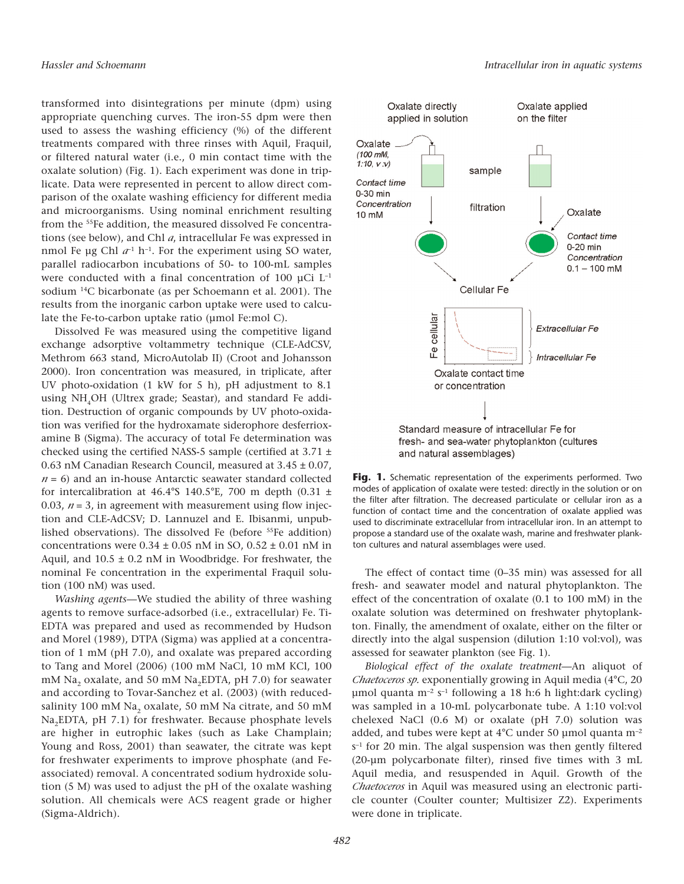transformed into disintegrations per minute (dpm) using appropriate quenching curves. The iron-55 dpm were then used to assess the washing efficiency (%) of the different treatments compared with three rinses with Aquil, Fraquil, or filtered natural water (i.e., 0 min contact time with the oxalate solution) (Fig. 1). Each experiment was done in triplicate. Data were represented in percent to allow direct comparison of the oxalate washing efficiency for different media and microorganisms. Using nominal enrichment resulting from the $^{55}$Fe addition, the measured dissolved Fe concentrations (see below), and Chl *a*, intracellular Fe was expressed in nmol Fe µg Chl $a^{-1}$ h$^{-1}$. For the experiment using SO water, parallel radiocarbon incubations of 50- to 100-mL samples were conducted with a final concentration of 100 µCi L$^{-1}$ sodium $^{14}$C bicarbonate (as per Schoemann et al. 2001). The results from the inorganic carbon uptake were used to calculate the Fe-to-carbon uptake ratio (µmol Fe:mol C).

Dissolved Fe was measured using the competitive ligand exchange adsorptive voltammetry technique (CLE-AdCSV, Methrom 663 stand, MicroAutolab II) (Croot and Johansson 2000). Iron concentration was measured, in triplicate, after UV photo-oxidation (1 kW for 5 h), pH adjustment to 8.1 using $NH_4OH$ (Ultrex grade; Seastar), and standard Fe addition. Destruction of organic compounds by UV photo-oxidation was verified for the hydroxamate siderophore desferrioxamine B (Sigma). The accuracy of total Fe determination was checked using the certified NASS-5 sample (certified at 3.71 ± 0.63 nM Canadian Research Council, measured at 3.45 ± 0.07, $n$ = 6) and an in-house Antarctic seawater standard collected for intercalibration at 46.4°S 140.5°E, 700 m depth (0.31 ± 0.03, $n$ = 3, in agreement with measurement using flow injection and CLE-AdCSV; D. Lannuzel and E. Ibisanmi, unpublished observations). The dissolved Fe (before $^{55}$Fe addition) concentrations were 0.34 ± 0.05 nM in SO, 0.52 ± 0.01 nM in Aquil, and 10.5 ± 0.2 nM in Woodbridge. For freshwater, the nominal Fe concentration in the experimental Fraquil solution (100 nM) was used.

*Washing agents*—We studied the ability of three washing agents to remove surface-adsorbed (i.e., extracellular) Fe. Ti-EDTA was prepared and used as recommended by Hudson and Morel (1989), DTPA (Sigma) was applied at a concentration of 1 mM (pH 7.0), and oxalate was prepared according to Tang and Morel (2006) (100 mM NaCl, 10 mM KCl, 100 mM $Na_2$ oxalate, and 50 mM $Na_2$EDTA, pH 7.0) for seawater and according to Tovar-Sanchez et al. (2003) (with reduced-salinity 100 mM $Na_2$ oxalate, 50 mM Na citrate, and 50 mM $Na_2$EDTA, pH 7.1) for freshwater. Because phosphate levels are higher in eutrophic lakes (such as Lake Champlain; Young and Ross, 2001) than seawater, the citrate was kept for freshwater experiments to improve phosphate (and Fe-associated) removal. A concentrated sodium hydroxide solution (5 M) was used to adjust the pH of the oxalate washing solution. All chemicals were ACS reagent grade or higher (Sigma-Aldrich).

**Fig. 1.** Schematic representation of the experiments performed. Two modes of application of oxalate were tested: directly in the solution or on the filter after filtration. The decreased particulate or cellular iron as a function of contact time and the concentration of oxalate applied was used to discriminate extracellular from intracellular iron. In an attempt to propose a standard use of the oxalate wash, marine and freshwater plankton cultures and natural assemblages were used.

The effect of contact time (0–35 min) was assessed for all fresh- and seawater model and natural phytoplankton. The effect of the concentration of oxalate (0.1 to 100 mM) in the oxalate solution was determined on freshwater phytoplankton. Finally, the amendment of oxalate, either on the filter or directly into the algal suspension (dilution 1:10 vol:vol), was assessed for seawater plankton (see Fig. 1).

*Biological effect of the oxalate treatment*—An aliquot of *Chaetoceros sp.* exponentially growing in Aquil media (4°C, 20 µmol quanta m$^{-2}$ s$^{-1}$ following a 18 h:6 h light:dark cycling) was sampled in a 10-mL polycarbonate tube. A 1:10 vol:vol chelexed NaCl (0.6 M) or oxalate (pH 7.0) solution was added, and tubes were kept at 4°C under 50 µmol quanta m$^{-2}$ s$^{-1}$ for 20 min. The algal suspension was then gently filtered (20-µm polycarbonate filter), rinsed five times with 3 mL Aquil media, and resuspended in Aquil. Growth of the *Chaetoceros* in Aquil was measured using an electronic particle counter (Coulter counter; Multisizer Z2). Experiments were done in triplicate.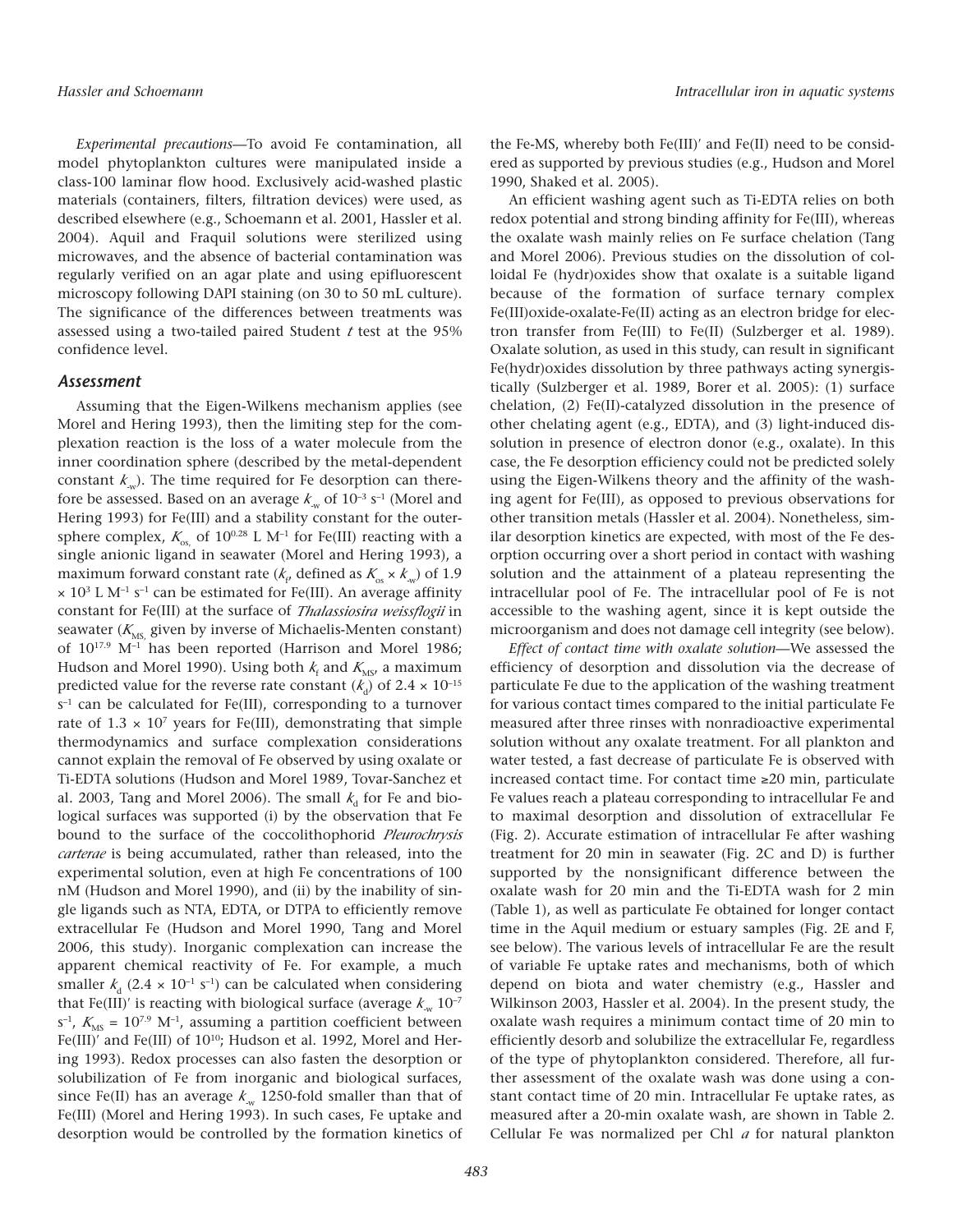*Experimental precautions*—To avoid Fe contamination, all model phytoplankton cultures were manipulated inside a class-100 laminar flow hood. Exclusively acid-washed plastic materials (containers, filters, filtration devices) were used, as described elsewhere (e.g., Schoemann et al. 2001, Hassler et al. 2004). Aquil and Fraquil solutions were sterilized using microwaves, and the absence of bacterial contamination was regularly verified on an agar plate and using epifluorescent microscopy following DAPI staining (on 30 to 50 mL culture). The significance of the differences between treatments was assessed using a two-tailed paired Student *t* test at the 95% confidence level.

## Assessment

Assuming that the Eigen-Wilkens mechanism applies (see Morel and Hering 1993), then the limiting step for the complexation reaction is the loss of a water molecule from the inner coordination sphere (described by the metal-dependent constant $k_{-w}$). The time required for Fe desorption can therefore be assessed. Based on an average $k_{-w}$ of $10^{-3}$ $s^{-1}$ (Morel and Hering 1993) for Fe(III) and a stability constant for the outer-sphere complex, $K_{os}$ of $10^{0.28}$ L $M^{-1}$ for Fe(III) reacting with a single anionic ligand in seawater (Morel and Hering 1993), a maximum forward constant rate ($k_f$, defined as $K_{os} \times k_{-w}$) of $1.9 \times 10^{3}$ L $M^{-1}$ $s^{-1}$ can be estimated for Fe(III). An average affinity constant for Fe(III) at the surface of *Thalassiosira weissflogii* in seawater ($K_{MS}$, given by inverse of Michaelis-Menten constant) of $10^{17.9}$ $M^{-1}$ has been reported (Harrison and Morel 1986; Hudson and Morel 1990). Using both $k_f$ and $K_{MS}$, a maximum predicted value for the reverse rate constant ($k_d$) of $2.4 \times 10^{-15}$ $s^{-1}$ can be calculated for Fe(III), corresponding to a turnover rate of $1.3 \times 10^{7}$ years for Fe(III), demonstrating that simple thermodynamics and surface complexation considerations cannot explain the removal of Fe observed by using oxalate or Ti-EDTA solutions (Hudson and Morel 1989, Tovar-Sanchez et al. 2003, Tang and Morel 2006). The small $k_d$ for Fe and biological surfaces was supported (i) by the observation that Fe bound to the surface of the coccolithophorid *Pleurochrysis carterae* is being accumulated, rather than released, into the experimental solution, even at high Fe concentrations of 100 nM (Hudson and Morel 1990), and (ii) by the inability of single ligands such as NTA, EDTA, or DTPA to efficiently remove extracellular Fe (Hudson and Morel 1990, Tang and Morel 2006, this study). Inorganic complexation can increase the apparent chemical reactivity of Fe. For example, a much smaller $k_d$ ($2.4 \times 10^{-1}$ $s^{-1}$) can be calculated when considering that Fe(III)′ is reacting with biological surface (average $k_{-w}$ $10^{-7}$ $s^{-1}$, $K_{MS} = 10^{7.9}$ $M^{-1}$, assuming a partition coefficient between Fe(III)′ and Fe(III) of $10^{10}$; Hudson et al. 1992, Morel and Hering 1993). Redox processes can also fasten the desorption or solubilization of Fe from inorganic and biological surfaces, since Fe(II) has an average $k_{-w}$ 1250-fold smaller than that of Fe(III) (Morel and Hering 1993). In such cases, Fe uptake and desorption would be controlled by the formation kinetics of the Fe-MS, whereby both Fe(III)′ and Fe(II) need to be considered as supported by previous studies (e.g., Hudson and Morel 1990, Shaked et al. 2005).

An efficient washing agent such as Ti-EDTA relies on both redox potential and strong binding affinity for Fe(III), whereas the oxalate wash mainly relies on Fe surface chelation (Tang and Morel 2006). Previous studies on the dissolution of colloidal Fe (hydr)oxides show that oxalate is a suitable ligand because of the formation of surface ternary complex Fe(III)oxide-oxalate-Fe(II) acting as an electron bridge for electron transfer from Fe(III) to Fe(II) (Sulzberger et al. 1989). Oxalate solution, as used in this study, can result in significant Fe(hydr)oxides dissolution by three pathways acting synergistically (Sulzberger et al. 1989, Borer et al. 2005): (1) surface chelation, (2) Fe(II)-catalyzed dissolution in the presence of other chelating agent (e.g., EDTA), and (3) light-induced dissolution in presence of electron donor (e.g., oxalate). In this case, the Fe desorption efficiency could not be predicted solely using the Eigen-Wilkens theory and the affinity of the washing agent for Fe(III), as opposed to previous observations for other transition metals (Hassler et al. 2004). Nonetheless, similar desorption kinetics are expected, with most of the Fe desorption occurring over a short period in contact with washing solution and the attainment of a plateau representing the intracellular pool of Fe. The intracellular pool of Fe is not accessible to the washing agent, since it is kept outside the microorganism and does not damage cell integrity (see below).

*Effect of contact time with oxalate solution*—We assessed the efficiency of desorption and dissolution via the decrease of particulate Fe due to the application of the washing treatment for various contact times compared to the initial particulate Fe measured after three rinses with nonradioactive experimental solution without any oxalate treatment. For all plankton and water tested, a fast decrease of particulate Fe is observed with increased contact time. For contact time ≥20 min, particulate Fe values reach a plateau corresponding to intracellular Fe and to maximal desorption and dissolution of extracellular Fe (Fig. 2). Accurate estimation of intracellular Fe after washing treatment for 20 min in seawater (Fig. 2C and D) is further supported by the nonsignificant difference between the oxalate wash for 20 min and the Ti-EDTA wash for 2 min (Table 1), as well as particulate Fe obtained for longer contact time in the Aquil medium or estuary samples (Fig. 2E and F, see below). The various levels of intracellular Fe are the result of variable Fe uptake rates and mechanisms, both of which depend on biota and water chemistry (e.g., Hassler and Wilkinson 2003, Hassler et al. 2004). In the present study, the oxalate wash requires a minimum contact time of 20 min to efficiently desorb and solubilize the extracellular Fe, regardless of the type of phytoplankton considered. Therefore, all further assessment of the oxalate wash was done using a constant contact time of 20 min. Intracellular Fe uptake rates, as measured after a 20-min oxalate wash, are shown in Table 2. Cellular Fe was normalized per Chl *a* for natural plankton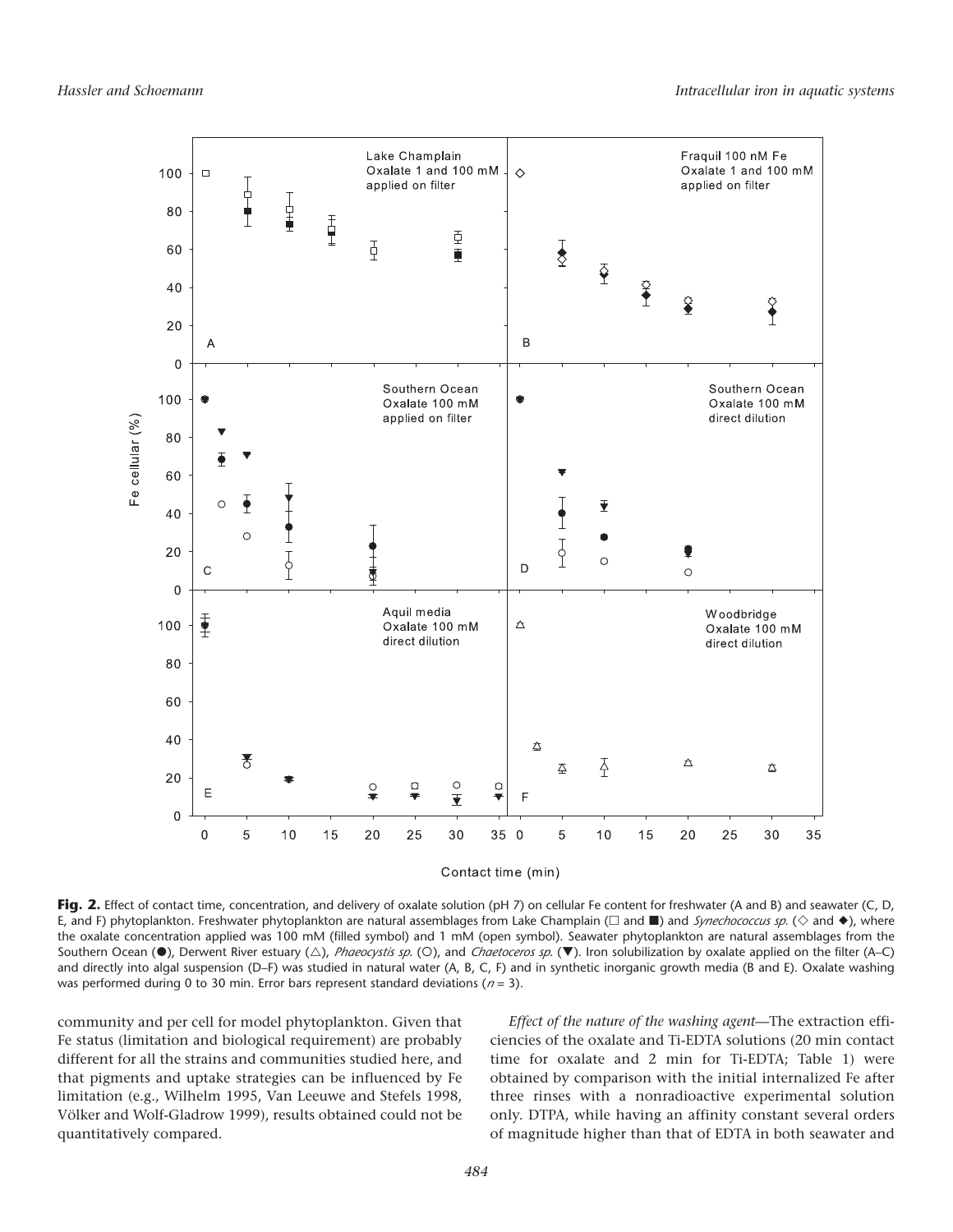**Fig. 2.** Effect of contact time, concentration, and delivery of oxalate solution (pH 7) on cellular Fe content for freshwater (A and B) and seawater (C, D, E, and F) phytoplankton. Freshwater phytoplankton are natural assemblages from Lake Champlain (□ and ■) and *Synechococcus sp.* (◇ and ◆), where the oxalate concentration applied was 100 mM (filled symbol) and 1 mM (open symbol). Seawater phytoplankton are natural assemblages from the Southern Ocean (●), Derwent River estuary (△), *Phaeocystis sp.* (○), and *Chaetoceros sp.* (▼). Iron solubilization by oxalate applied on the filter (A–C) and directly into algal suspension (D–F) was studied in natural water (A, B, C, F) and in synthetic inorganic growth media (B and E). Oxalate washing was performed during 0 to 30 min. Error bars represent standard deviations ($n = 3$).

community and per cell for model phytoplankton. Given that Fe status (limitation and biological requirement) are probably different for all the strains and communities studied here, and that pigments and uptake strategies can be influenced by Fe limitation (e.g., Wilhelm 1995, Van Leeuwe and Stefels 1998, Völker and Wolf-Gladrow 1999), results obtained could not be quantitatively compared.

*Effect of the nature of the washing agent*—The extraction efficiencies of the oxalate and Ti-EDTA solutions (20 min contact time for oxalate and 2 min for Ti-EDTA; Table 1) were obtained by comparison with the initial internalized Fe after three rinses with a nonradioactive experimental solution only. DTPA, while having an affinity constant several orders of magnitude higher than that of EDTA in both seawater and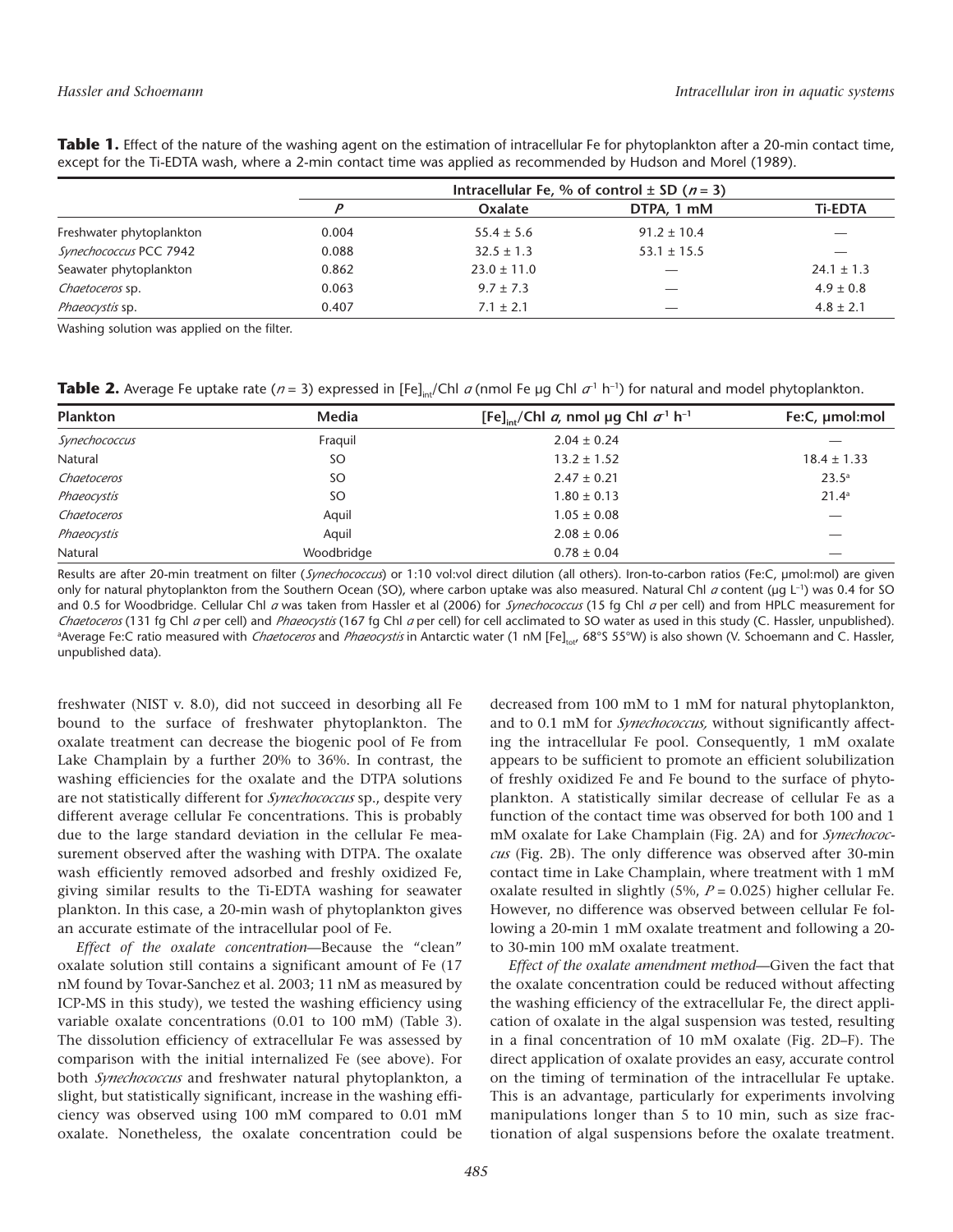**Table 1.** Effect of the nature of the washing agent on the estimation of intracellular Fe for phytoplankton after a 20-min contact time, except for the Ti-EDTA wash, where a 2-min contact time was applied as recommended by Hudson and Morel (1989).

| | Intracellular Fe, % of control ± SD ($n$ = 3) | | | |
|---|---|---|---|---|
| | $P$ | Oxalate | DTPA, 1 mM | Ti-EDTA |
| Freshwater phytoplankton | 0.004 | 55.4 ± 5.6 | 91.2 ± 10.4 | — |
| *Synechococcus* PCC 7942 | 0.088 | 32.5 ± 1.3 | 53.1 ± 15.5 | — |
| Seawater phytoplankton | 0.862 | 23.0 ± 11.0 | — | 24.1 ± 1.3 |
| *Chaetoceros* sp. | 0.063 | 9.7 ± 7.3 | — | 4.9 ± 0.8 |
| *Phaeocystis* sp. | 0.407 | 7.1 ± 2.1 | — | 4.8 ± 2.1 |

Washing solution was applied on the filter.

**Table 2.** Average Fe uptake rate ($n$ = 3) expressed in $[Fe]_{int}$/Chl $a$ (nmol Fe µg Chl $a^{-1}$ $h^{-1}$) for natural and model phytoplankton.

| Plankton | Media | $[Fe]_{int}$/Chl $a$, nmol µg Chl $a^{-1}$ $h^{-1}$ | Fe:C, µmol:mol |
|---|---|---|---|
| *Synechococcus* | Fraquil | 2.04 ± 0.24 | — |
| Natural | SO | 13.2 ± 1.52 | 18.4 ± 1.33 |
| *Chaetoceros* | SO | 2.47 ± 0.21 | 23.5[a] |
| *Phaeocystis* | SO | 1.80 ± 0.13 | 21.4[a] |
| *Chaetoceros* | Aquil | 1.05 ± 0.08 | — |
| *Phaeocystis* | Aquil | 2.08 ± 0.06 | — |
| Natural | Woodbridge | 0.78 ± 0.04 | — |

Results are after 20-min treatment on filter (*Synechococcus*) or 1:10 vol:vol direct dilution (all others). Iron-to-carbon ratios (Fe:C, µmol:mol) are given only for natural phytoplankton from the Southern Ocean (SO), where carbon uptake was also measured. Natural Chl $a$ content (µg $L^{-1}$) was 0.4 for SO and 0.5 for Woodbridge. Cellular Chl $a$ was taken from Hassler et al (2006) for *Synechococcus* (15 fg Chl $a$ per cell) and from HPLC measurement for *Chaetoceros* (131 fg Chl $a$ per cell) and *Phaeocystis* (167 fg Chl $a$ per cell) for cell acclimated to SO water as used in this study (C. Hassler, unpublished).
[a]Average Fe:C ratio measured with *Chaetoceros* and *Phaeocystis* in Antarctic water (1 nM $[Fe]_{tot}$, 68°S 55°W) is also shown (V. Schoemann and C. Hassler, unpublished data).

freshwater (NIST v. 8.0), did not succeed in desorbing all Fe bound to the surface of freshwater phytoplankton. The oxalate treatment can decrease the biogenic pool of Fe from Lake Champlain by a further 20% to 36%. In contrast, the washing efficiencies for the oxalate and the DTPA solutions are not statistically different for *Synechococcus* sp., despite very different average cellular Fe concentrations. This is probably due to the large standard deviation in the cellular Fe measurement observed after the washing with DTPA. The oxalate wash efficiently removed adsorbed and freshly oxidized Fe, giving similar results to the Ti-EDTA washing for seawater plankton. In this case, a 20-min wash of phytoplankton gives an accurate estimate of the intracellular pool of Fe.

*Effect of the oxalate concentration*—Because the "clean" oxalate solution still contains a significant amount of Fe (17 nM found by Tovar-Sanchez et al. 2003; 11 nM as measured by ICP-MS in this study), we tested the washing efficiency using variable oxalate concentrations (0.01 to 100 mM) (Table 3). The dissolution efficiency of extracellular Fe was assessed by comparison with the initial internalized Fe (see above). For both *Synechococcus* and freshwater natural phytoplankton, a slight, but statistically significant, increase in the washing efficiency was observed using 100 mM compared to 0.01 mM oxalate. Nonetheless, the oxalate concentration could be decreased from 100 mM to 1 mM for natural phytoplankton, and to 0.1 mM for *Synechococcus,* without significantly affecting the intracellular Fe pool. Consequently, 1 mM oxalate appears to be sufficient to promote an efficient solubilization of freshly oxidized Fe and Fe bound to the surface of phytoplankton. A statistically similar decrease of cellular Fe as a function of the contact time was observed for both 100 and 1 mM oxalate for Lake Champlain (Fig. 2A) and for *Synechococcus* (Fig. 2B). The only difference was observed after 30-min contact time in Lake Champlain, where treatment with 1 mM oxalate resulted in slightly (5%, $P$ = 0.025) higher cellular Fe. However, no difference was observed between cellular Fe following a 20-min 1 mM oxalate treatment and following a 20- to 30-min 100 mM oxalate treatment.

*Effect of the oxalate amendment method*—Given the fact that the oxalate concentration could be reduced without affecting the washing efficiency of the extracellular Fe, the direct application of oxalate in the algal suspension was tested, resulting in a final concentration of 10 mM oxalate (Fig. 2D–F). The direct application of oxalate provides an easy, accurate control on the timing of termination of the intracellular Fe uptake. This is an advantage, particularly for experiments involving manipulations longer than 5 to 10 min, such as size fractionation of algal suspensions before the oxalate treatment.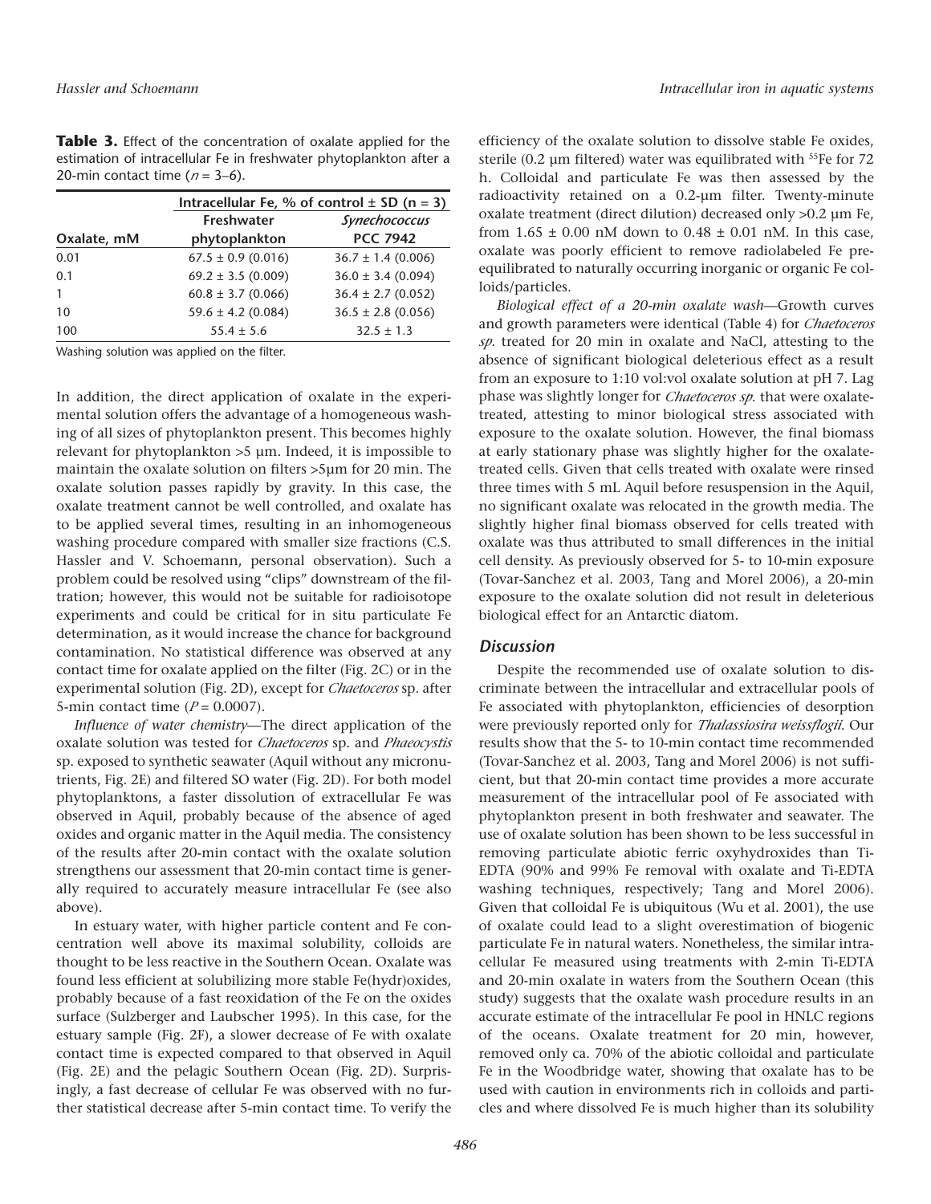**Table 3.** Effect of the concentration of oxalate applied for the estimation of intracellular Fe in freshwater phytoplankton after a 20-min contact time ($n$ = 3–6).

| | Intracellular Fe, % of control ± SD (n = 3) | |
|---|---|---|
| Oxalate, mM | Freshwater phytoplankton | *Synechococcus* PCC 7942 |
| 0.01 | 67.5 ± 0.9 (0.016) | 36.7 ± 1.4 (0.006) |
| 0.1 | 69.2 ± 3.5 (0.009) | 36.0 ± 3.4 (0.094) |
| 1 | 60.8 ± 3.7 (0.066) | 36.4 ± 2.7 (0.052) |
| 10 | 59.6 ± 4.2 (0.084) | 36.5 ± 2.8 (0.056) |
| 100 | 55.4 ± 5.6 | 32.5 ± 1.3 |

Washing solution was applied on the filter.

In addition, the direct application of oxalate in the experimental solution offers the advantage of a homogeneous washing of all sizes of phytoplankton present. This becomes highly relevant for phytoplankton >5 µm. Indeed, it is impossible to maintain the oxalate solution on filters >5µm for 20 min. The oxalate solution passes rapidly by gravity. In this case, the oxalate treatment cannot be well controlled, and oxalate has to be applied several times, resulting in an inhomogeneous washing procedure compared with smaller size fractions (C.S. Hassler and V. Schoemann, personal observation). Such a problem could be resolved using "clips" downstream of the filtration; however, this would not be suitable for radioisotope experiments and could be critical for in situ particulate Fe determination, as it would increase the chance for background contamination. No statistical difference was observed at any contact time for oxalate applied on the filter (Fig. 2C) or in the experimental solution (Fig. 2D), except for *Chaetoceros* sp. after 5-min contact time ($P$ = 0.0007).

*Influence of water chemistry*—The direct application of the oxalate solution was tested for *Chaetoceros* sp. and *Phaeocystis* sp. exposed to synthetic seawater (Aquil without any micronutrients, Fig. 2E) and filtered SO water (Fig. 2D). For both model phytoplanktons, a faster dissolution of extracellular Fe was observed in Aquil, probably because of the absence of aged oxides and organic matter in the Aquil media. The consistency of the results after 20-min contact with the oxalate solution strengthens our assessment that 20-min contact time is generally required to accurately measure intracellular Fe (see also above).

In estuary water, with higher particle content and Fe concentration well above its maximal solubility, colloids are thought to be less reactive in the Southern Ocean. Oxalate was found less efficient at solubilizing more stable Fe(hydr)oxides, probably because of a fast reoxidation of the Fe on the oxides surface (Sulzberger and Laubscher 1995). In this case, for the estuary sample (Fig. 2F), a slower decrease of Fe with oxalate contact time is expected compared to that observed in Aquil (Fig. 2E) and the pelagic Southern Ocean (Fig. 2D). Surprisingly, a fast decrease of cellular Fe was observed with no further statistical decrease after 5-min contact time. To verify the efficiency of the oxalate solution to dissolve stable Fe oxides, sterile (0.2 µm filtered) water was equilibrated with $^{55}$Fe for 72 h. Colloidal and particulate Fe was then assessed by the radioactivity retained on a 0.2-µm filter. Twenty-minute oxalate treatment (direct dilution) decreased only >0.2 µm Fe, from 1.65 ± 0.00 nM down to 0.48 ± 0.01 nM. In this case, oxalate was poorly efficient to remove radiolabeled Fe pre-equilibrated to naturally occurring inorganic or organic Fe colloids/particles.

*Biological effect of a 20-min oxalate wash*—Growth curves and growth parameters were identical (Table 4) for *Chaetoceros sp.* treated for 20 min in oxalate and NaCl, attesting to the absence of significant biological deleterious effect as a result from an exposure to 1:10 vol:vol oxalate solution at pH 7. Lag phase was slightly longer for *Chaetoceros sp.* that were oxalate-treated, attesting to minor biological stress associated with exposure to the oxalate solution. However, the final biomass at early stationary phase was slightly higher for the oxalate-treated cells. Given that cells treated with oxalate were rinsed three times with 5 mL Aquil before resuspension in the Aquil, no significant oxalate was relocated in the growth media. The slightly higher final biomass observed for cells treated with oxalate was thus attributed to small differences in the initial cell density. As previously observed for 5- to 10-min exposure (Tovar-Sanchez et al. 2003, Tang and Morel 2006), a 20-min exposure to the oxalate solution did not result in deleterious biological effect for an Antarctic diatom.

## Discussion

Despite the recommended use of oxalate solution to discriminate between the intracellular and extracellular pools of Fe associated with phytoplankton, efficiencies of desorption were previously reported only for *Thalassiosira weissflogii*. Our results show that the 5- to 10-min contact time recommended (Tovar-Sanchez et al. 2003, Tang and Morel 2006) is not sufficient, but that 20-min contact time provides a more accurate measurement of the intracellular pool of Fe associated with phytoplankton present in both freshwater and seawater. The use of oxalate solution has been shown to be less successful in removing particulate abiotic ferric oxyhydroxides than Ti-EDTA (90% and 99% Fe removal with oxalate and Ti-EDTA washing techniques, respectively; Tang and Morel 2006). Given that colloidal Fe is ubiquitous (Wu et al. 2001), the use of oxalate could lead to a slight overestimation of biogenic particulate Fe in natural waters. Nonetheless, the similar intracellular Fe measured using treatments with 2-min Ti-EDTA and 20-min oxalate in waters from the Southern Ocean (this study) suggests that the oxalate wash procedure results in an accurate estimate of the intracellular Fe pool in HNLC regions of the oceans. Oxalate treatment for 20 min, however, removed only ca. 70% of the abiotic colloidal and particulate Fe in the Woodbridge water, showing that oxalate has to be used with caution in environments rich in colloids and particles and where dissolved Fe is much higher than its solubility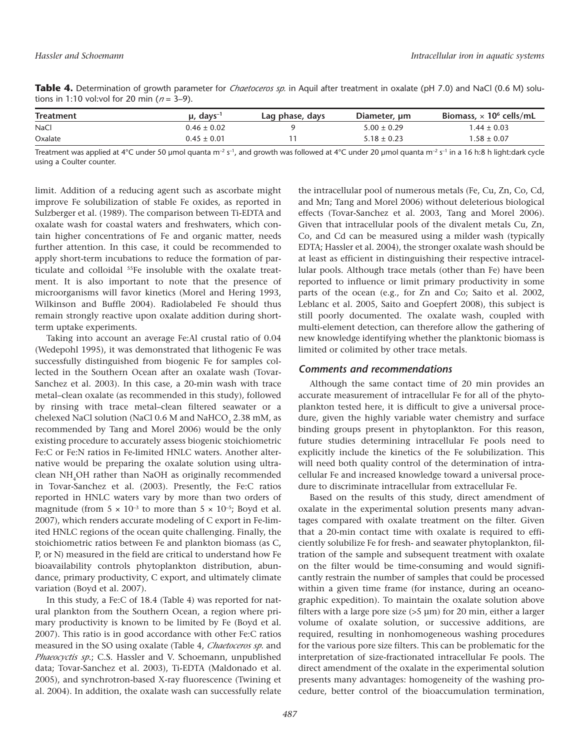**Table 4.** Determination of growth parameter for *Chaetoceros sp.* in Aquil after treatment in oxalate (pH 7.0) and NaCl (0.6 M) solutions in 1:10 vol:vol for 20 min ($n$ = 3–9).

| Treatment | μ, days$^{-1}$ | Lag phase, days | Diameter, μm | Biomass, × $10^6$ cells/mL |
|---|---|---|---|---|
| NaCl | 0.46 ± 0.02 | 9 | 5.00 ± 0.29 | 1.44 ± 0.03 |
| Oxalate | 0.45 ± 0.01 | 11 | 5.18 ± 0.23 | 1.58 ± 0.07 |

Treatment was applied at 4°C under 50 μmol quanta m$^{-2}$ s$^{-1}$, and growth was followed at 4°C under 20 μmol quanta m$^{-2}$ s$^{-1}$ in a 16 h:8 h light:dark cycle using a Coulter counter.

limit. Addition of a reducing agent such as ascorbate might improve Fe solubilization of stable Fe oxides, as reported in Sulzberger et al. (1989). The comparison between Ti-EDTA and oxalate wash for coastal waters and freshwaters, which contain higher concentrations of Fe and organic matter, needs further attention. In this case, it could be recommended to apply short-term incubations to reduce the formation of particulate and colloidal $^{55}$Fe insoluble with the oxalate treatment. It is also important to note that the presence of microorganisms will favor kinetics (Morel and Hering 1993, Wilkinson and Buffle 2004). Radiolabeled Fe should thus remain strongly reactive upon oxalate addition during short-term uptake experiments.

Taking into account an average Fe:Al crustal ratio of 0.04 (Wedepohl 1995), it was demonstrated that lithogenic Fe was successfully distinguished from biogenic Fe for samples collected in the Southern Ocean after an oxalate wash (Tovar-Sanchez et al. 2003). In this case, a 20-min wash with trace metal–clean oxalate (as recommended in this study), followed by rinsing with trace metal–clean filtered seawater or a chelexed NaCl solution (NaCl 0.6 M and $NaHCO_3$ 2.38 mM, as recommended by Tang and Morel 2006) would be the only existing procedure to accurately assess biogenic stoichiometric Fe:C or Fe:N ratios in Fe-limited HNLC waters. Another alternative would be preparing the oxalate solution using ultraclean $NH_4OH$ rather than NaOH as originally recommended in Tovar-Sanchez et al. (2003). Presently, the Fe:C ratios reported in HNLC waters vary by more than two orders of magnitude (from $5 \times 10^{-3}$ to more than $5 \times 10^{-5}$; Boyd et al. 2007), which renders accurate modeling of C export in Fe-limited HNLC regions of the ocean quite challenging. Finally, the stoichiometric ratios between Fe and plankton biomass (as C, P, or N) measured in the field are critical to understand how Fe bioavailability controls phytoplankton distribution, abundance, primary productivity, C export, and ultimately climate variation (Boyd et al. 2007).

In this study, a Fe:C of 18.4 (Table 4) was reported for natural plankton from the Southern Ocean, a region where primary productivity is known to be limited by Fe (Boyd et al. 2007). This ratio is in good accordance with other Fe:C ratios measured in the SO using oxalate (Table 4, *Chaetoceros sp.* and *Phaeocyctis sp.*; C.S. Hassler and V. Schoemann, unpublished data; Tovar-Sanchez et al. 2003), Ti-EDTA (Maldonado et al. 2005), and synchrotron-based X-ray fluorescence (Twining et al. 2004). In addition, the oxalate wash can successfully relate the intracellular pool of numerous metals (Fe, Cu, Zn, Co, Cd, and Mn; Tang and Morel 2006) without deleterious biological effects (Tovar-Sanchez et al. 2003, Tang and Morel 2006). Given that intracellular pools of the divalent metals Cu, Zn, Co, and Cd can be measured using a milder wash (typically EDTA; Hassler et al. 2004), the stronger oxalate wash should be at least as efficient in distinguishing their respective intracellular pools. Although trace metals (other than Fe) have been reported to influence or limit primary productivity in some parts of the ocean (e.g., for Zn and Co; Saito et al. 2002, Leblanc et al. 2005, Saito and Goepfert 2008), this subject is still poorly documented. The oxalate wash, coupled with multi-element detection, can therefore allow the gathering of new knowledge identifying whether the planktonic biomass is limited or colimited by other trace metals.

### *Comments and recommendations*

Although the same contact time of 20 min provides an accurate measurement of intracellular Fe for all of the phytoplankton tested here, it is difficult to give a universal procedure, given the highly variable water chemistry and surface binding groups present in phytoplankton. For this reason, future studies determining intracellular Fe pools need to explicitly include the kinetics of the Fe solubilization. This will need both quality control of the determination of intracellular Fe and increased knowledge toward a universal procedure to discriminate intracellular from extracellular Fe.

Based on the results of this study, direct amendment of oxalate in the experimental solution presents many advantages compared with oxalate treatment on the filter. Given that a 20-min contact time with oxalate is required to efficiently solubilize Fe for fresh- and seawater phytoplankton, filtration of the sample and subsequent treatment with oxalate on the filter would be time-consuming and would significantly restrain the number of samples that could be processed within a given time frame (for instance, during an oceanographic expedition). To maintain the oxalate solution above filters with a large pore size (>5 μm) for 20 min, either a larger volume of oxalate solution, or successive additions, are required, resulting in nonhomogeneous washing procedures for the various pore size filters. This can be problematic for the interpretation of size-fractionated intracellular Fe pools. The direct amendment of the oxalate in the experimental solution presents many advantages: homogeneity of the washing procedure, better control of the bioaccumulation termination,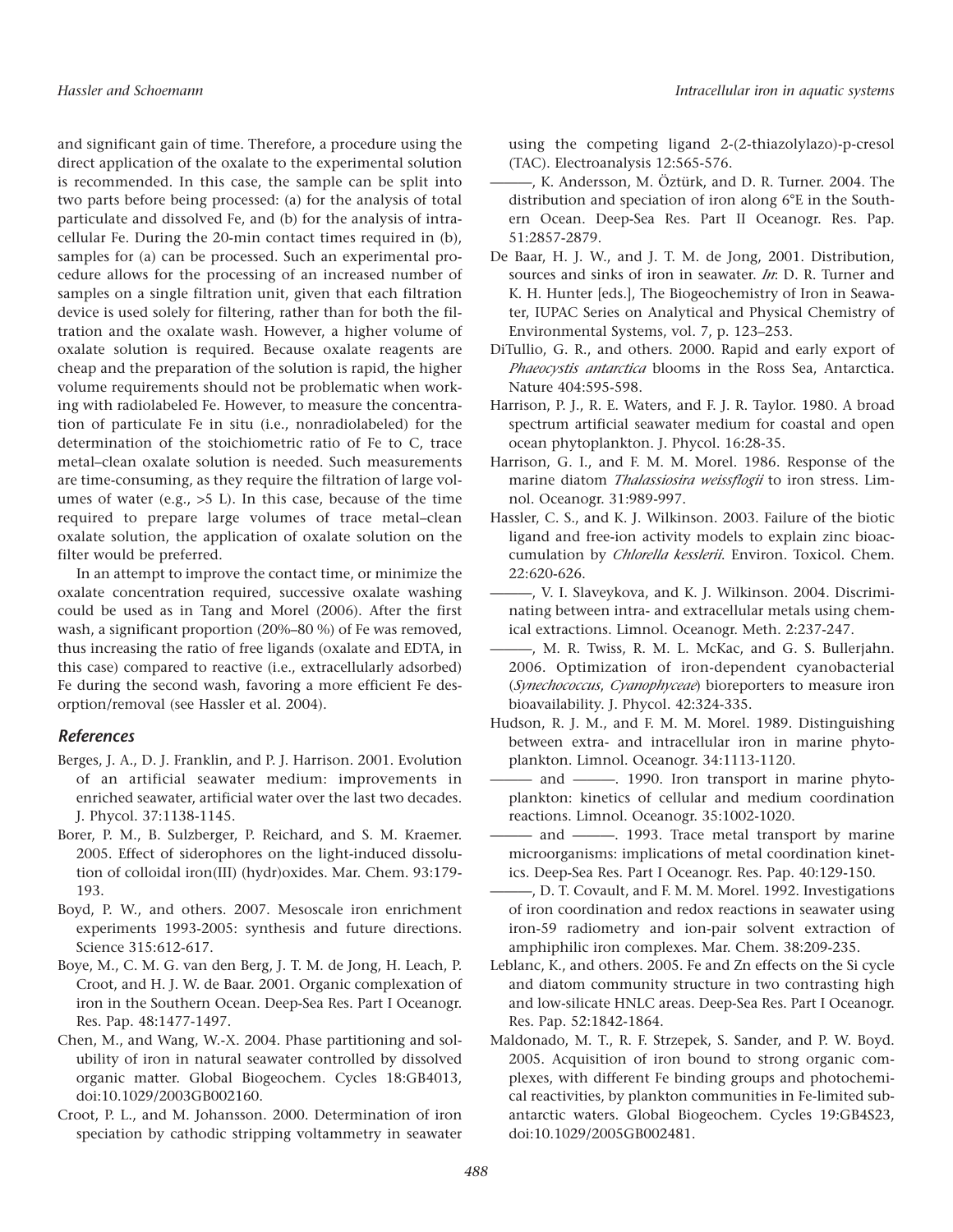and significant gain of time. Therefore, a procedure using the direct application of the oxalate to the experimental solution is recommended. In this case, the sample can be split into two parts before being processed: (a) for the analysis of total particulate and dissolved Fe, and (b) for the analysis of intracellular Fe. During the 20-min contact times required in (b), samples for (a) can be processed. Such an experimental procedure allows for the processing of an increased number of samples on a single filtration unit, given that each filtration device is used solely for filtering, rather than for both the filtration and the oxalate wash. However, a higher volume of oxalate solution is required. Because oxalate reagents are cheap and the preparation of the solution is rapid, the higher volume requirements should not be problematic when working with radiolabeled Fe. However, to measure the concentration of particulate Fe in situ (i.e., nonradiolabeled) for the determination of the stoichiometric ratio of Fe to C, trace metal–clean oxalate solution is needed. Such measurements are time-consuming, as they require the filtration of large volumes of water (e.g., >5 L). In this case, because of the time required to prepare large volumes of trace metal–clean oxalate solution, the application of oxalate solution on the filter would be preferred.

In an attempt to improve the contact time, or minimize the oxalate concentration required, successive oxalate washing could be used as in Tang and Morel (2006). After the first wash, a significant proportion (20%–80 %) of Fe was removed, thus increasing the ratio of free ligands (oxalate and EDTA, in this case) compared to reactive (i.e., extracellularly adsorbed) Fe during the second wash, favoring a more efficient Fe desorption/removal (see Hassler et al. 2004).

## References

Berges, J. A., D. J. Franklin, and P. J. Harrison. 2001. Evolution of an artificial seawater medium: improvements in enriched seawater, artificial water over the last two decades. J. Phycol. 37:1138-1145.

Borer, P. M., B. Sulzberger, P. Reichard, and S. M. Kraemer. 2005. Effect of siderophores on the light-induced dissolution of colloidal iron(III) (hydr)oxides. Mar. Chem. 93:179-193.

Boyd, P. W., and others. 2007. Mesoscale iron enrichment experiments 1993-2005: synthesis and future directions. Science 315:612-617.

Boye, M., C. M. G. van den Berg, J. T. M. de Jong, H. Leach, P. Croot, and H. J. W. de Baar. 2001. Organic complexation of iron in the Southern Ocean. Deep-Sea Res. Part I Oceanogr. Res. Pap. 48:1477-1497.

Chen, M., and Wang, W.-X. 2004. Phase partitioning and solubility of iron in natural seawater controlled by dissolved organic matter. Global Biogeochem. Cycles 18:GB4013, doi:10.1029/2003GB002160.

Croot, P. L., and M. Johansson. 2000. Determination of iron speciation by cathodic stripping voltammetry in seawater using the competing ligand 2-(2-thiazolylazo)-p-cresol (TAC). Electroanalysis 12:565-576.

———, K. Andersson, M. Öztürk, and D. R. Turner. 2004. The distribution and speciation of iron along 6°E in the Southern Ocean. Deep-Sea Res. Part II Oceanogr. Res. Pap. 51:2857-2879.

De Baar, H. J. W., and J. T. M. de Jong, 2001. Distribution, sources and sinks of iron in seawater. *In*: D. R. Turner and K. H. Hunter [eds.], The Biogeochemistry of Iron in Seawater, IUPAC Series on Analytical and Physical Chemistry of Environmental Systems, vol. 7, p. 123–253.

DiTullio, G. R., and others. 2000. Rapid and early export of *Phaeocystis antarctica* blooms in the Ross Sea, Antarctica. Nature 404:595-598.

Harrison, P. J., R. E. Waters, and F. J. R. Taylor. 1980. A broad spectrum artificial seawater medium for coastal and open ocean phytoplankton. J. Phycol. 16:28-35.

Harrison, G. I., and F. M. M. Morel. 1986. Response of the marine diatom *Thalassiosira weissflogii* to iron stress. Limnol. Oceanogr. 31:989-997.

Hassler, C. S., and K. J. Wilkinson. 2003. Failure of the biotic ligand and free-ion activity models to explain zinc bioaccumulation by *Chlorella kesslerii*. Environ. Toxicol. Chem. 22:620-626.

———, V. I. Slaveykova, and K. J. Wilkinson. 2004. Discriminating between intra- and extracellular metals using chemical extractions. Limnol. Oceanogr. Meth. 2:237-247.

———, M. R. Twiss, R. M. L. McKac, and G. S. Bullerjahn. 2006. Optimization of iron-dependent cyanobacterial (*Synechococcus*, *Cyanophyceae*) bioreporters to measure iron bioavailability. J. Phycol. 42:324-335.

Hudson, R. J. M., and F. M. M. Morel. 1989. Distinguishing between extra- and intracellular iron in marine phytoplankton. Limnol. Oceanogr. 34:1113-1120.

——— and ———. 1990. Iron transport in marine phytoplankton: kinetics of cellular and medium coordination reactions. Limnol. Oceanogr. 35:1002-1020.

——— and ———. 1993. Trace metal transport by marine microorganisms: implications of metal coordination kinetics. Deep-Sea Res. Part I Oceanogr. Res. Pap. 40:129-150.

———, D. T. Covault, and F. M. M. Morel. 1992. Investigations of iron coordination and redox reactions in seawater using iron-59 radiometry and ion-pair solvent extraction of amphiphilic iron complexes. Mar. Chem. 38:209-235.

Leblanc, K., and others. 2005. Fe and Zn effects on the Si cycle and diatom community structure in two contrasting high and low-silicate HNLC areas. Deep-Sea Res. Part I Oceanogr. Res. Pap. 52:1842-1864.

Maldonado, M. T., R. F. Strzepek, S. Sander, and P. W. Boyd. 2005. Acquisition of iron bound to strong organic complexes, with different Fe binding groups and photochemical reactivities, by plankton communities in Fe-limited subantarctic waters. Global Biogeochem. Cycles 19:GB4S23, doi:10.1029/2005GB002481.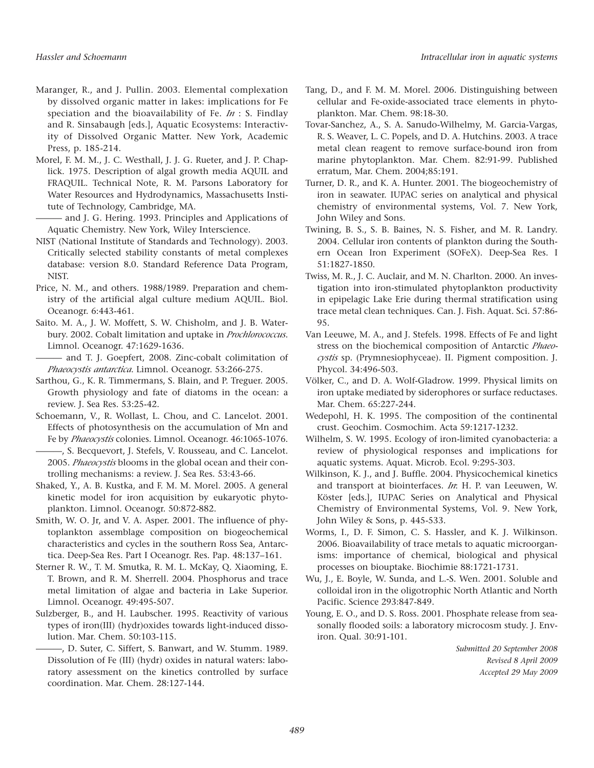Maranger, R., and J. Pullin. 2003. Elemental complexation by dissolved organic matter in lakes: implications for Fe speciation and the bioavailability of Fe. *In* : S. Findlay and R. Sinsabaugh [eds.], Aquatic Ecosystems: Interactivity of Dissolved Organic Matter. New York, Academic Press, p. 185-214.

Morel, F. M. M., J. C. Westhall, J. J. G. Rueter, and J. P. Chaplick. 1975. Description of algal growth media AQUIL and FRAQUIL. Technical Note, R. M. Parsons Laboratory for Water Resources and Hydrodynamics, Massachusetts Institute of Technology, Cambridge, MA.

——— and J. G. Hering. 1993. Principles and Applications of Aquatic Chemistry. New York, Wiley Interscience.

NIST (National Institute of Standards and Technology). 2003. Critically selected stability constants of metal complexes database: version 8.0. Standard Reference Data Program, NIST.

Price, N. M., and others. 1988/1989. Preparation and chemistry of the artificial algal culture medium AQUIL. Biol. Oceanogr. 6:443-461.

Saito. M. A., J. W. Moffett, S. W. Chisholm, and J. B. Waterbury. 2002. Cobalt limitation and uptake in *Prochlorococcus*. Limnol. Oceanogr. 47:1629-1636.

——— and T. J. Goepfert, 2008. Zinc-cobalt colimitation of *Phaeocystis antarctica*. Limnol. Oceanogr. 53:266-275.

Sarthou, G., K. R. Timmermans, S. Blain, and P. Treguer. 2005. Growth physiology and fate of diatoms in the ocean: a review. J. Sea Res. 53:25-42.

Schoemann, V., R. Wollast, L. Chou, and C. Lancelot. 2001. Effects of photosynthesis on the accumulation of Mn and Fe by *Phaeocystis* colonies. Limnol. Oceanogr. 46:1065-1076.

———, S. Becquevort, J. Stefels, V. Rousseau, and C. Lancelot. 2005. *Phaeocystis* blooms in the global ocean and their controlling mechanisms: a review. J. Sea Res. 53:43-66.

Shaked, Y., A. B. Kustka, and F. M. M. Morel. 2005. A general kinetic model for iron acquisition by eukaryotic phytoplankton. Limnol. Oceanogr. 50:872-882.

Smith, W. O. Jr, and V. A. Asper. 2001. The influence of phytoplankton assemblage composition on biogeochemical characteristics and cycles in the southern Ross Sea, Antarctica. Deep-Sea Res. Part I Oceanogr. Res. Pap. 48:137–161.

Sterner R. W., T. M. Smutka, R. M. L. McKay, Q. Xiaoming, E. T. Brown, and R. M. Sherrell. 2004. Phosphorus and trace metal limitation of algae and bacteria in Lake Superior. Limnol. Oceanogr. 49:495-507.

Sulzberger, B., and H. Laubscher. 1995. Reactivity of various types of iron(III) (hydr)oxides towards light-induced dissolution. Mar. Chem. 50:103-115.

———, D. Suter, C. Siffert, S. Banwart, and W. Stumm. 1989. Dissolution of Fe (III) (hydr) oxides in natural waters: laboratory assessment on the kinetics controlled by surface coordination. Mar. Chem. 28:127-144.

Tang, D., and F. M. M. Morel. 2006. Distinguishing between cellular and Fe-oxide-associated trace elements in phytoplankton. Mar. Chem. 98:18-30.

Tovar-Sanchez, A., S. A. Sanudo-Wilhelmy, M. Garcia-Vargas, R. S. Weaver, L. C. Popels, and D. A. Hutchins. 2003. A trace metal clean reagent to remove surface-bound iron from marine phytoplankton. Mar. Chem. 82:91-99. Published erratum, Mar. Chem. 2004;85:191.

Turner, D. R., and K. A. Hunter. 2001. The biogeochemistry of iron in seawater. IUPAC series on analytical and physical chemistry of environmental systems, Vol. 7. New York, John Wiley and Sons.

Twining, B. S., S. B. Baines, N. S. Fisher, and M. R. Landry. 2004. Cellular iron contents of plankton during the Southern Ocean Iron Experiment (SOFeX). Deep-Sea Res. I 51:1827-1850.

Twiss, M. R., J. C. Auclair, and M. N. Charlton. 2000. An investigation into iron-stimulated phytoplankton productivity in epipelagic Lake Erie during thermal stratification using trace metal clean techniques. Can. J. Fish. Aquat. Sci. 57:86-95.

Van Leeuwe, M. A., and J. Stefels. 1998. Effects of Fe and light stress on the biochemical composition of Antarctic *Phaeocystis* sp. (Prymnesiophyceae). II. Pigment composition. J. Phycol. 34:496-503.

Völker, C., and D. A. Wolf-Gladrow. 1999. Physical limits on iron uptake mediated by siderophores or surface reductases. Mar. Chem. 65:227-244.

Wedepohl, H. K. 1995. The composition of the continental crust. Geochim. Cosmochim. Acta 59:1217-1232.

Wilhelm, S. W. 1995. Ecology of iron-limited cyanobacteria: a review of physiological responses and implications for aquatic systems. Aquat. Microb. Ecol. 9:295-303.

Wilkinson, K. J., and J. Buffle. 2004. Physicochemical kinetics and transport at biointerfaces. *In*: H. P. van Leeuwen, W. Köster [eds.], IUPAC Series on Analytical and Physical Chemistry of Environmental Systems, Vol. 9. New York, John Wiley & Sons, p. 445-533.

Worms, I., D. F. Simon, C. S. Hassler, and K. J. Wilkinson. 2006. Bioavailability of trace metals to aquatic microorganisms: importance of chemical, biological and physical processes on biouptake. Biochimie 88:1721-1731.

Wu, J., E. Boyle, W. Sunda, and L.-S. Wen. 2001. Soluble and colloidal iron in the oligotrophic North Atlantic and North Pacific. Science 293:847-849.

Young, E. O., and D. S. Ross. 2001. Phosphate release from seasonally flooded soils: a laboratory microcosm study. J. Environ. Qual. 30:91-101.

*Submitted 20 September 2008*
*Revised 8 April 2009*
*Accepted 29 May 2009*